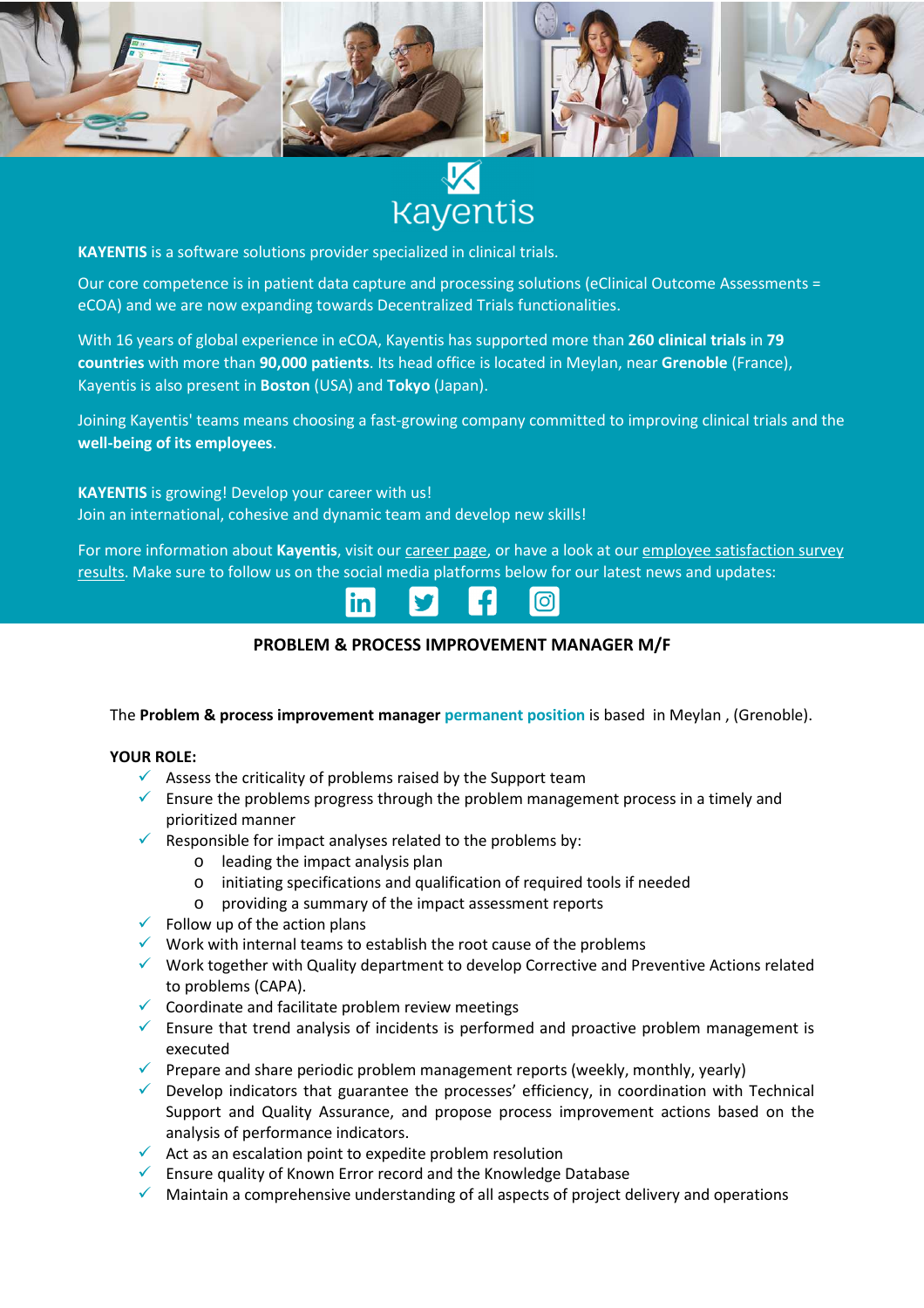Kayentis

**KAYENTIS** is a software solutions provider specialized in clinical trials.

Our core competence is in patient data capture and processing solutions (eClinical Outcome Assessments = eCOA) and we are now expanding towards Decentralized Trials functionalities.

With 16 years of global experience in eCOA, Kayentis has supported more than **260 clinical trials** in **79 countries** with more than **90,000 patients**. Its head office is located in Meylan, near **Grenoble** (France), Kayentis is also present in **Boston** (USA) and **Tokyo** (Japan).

Joining Kayentis' teams means choosing a fast-growing company committed to improving clinical trials and the **well-being of its employees**.

**KAYENTIS** is growing! Develop your career with us!
Join an international, cohesive and dynamic team and develop new skills!

For more information about **Kayentis**, visit our career page, or have a look at our employee satisfaction survey results. Make sure to follow us on the social media platforms below for our latest news and updates:

## PROBLEM & PROCESS IMPROVEMENT MANAGER M/F

The **Problem & process improvement manager** permanent position is based in Meylan , (Grenoble).

**YOUR ROLE:**

- Assess the criticality of problems raised by the Support team
- Ensure the problems progress through the problem management process in a timely and prioritized manner
- Responsible for impact analyses related to the problems by:
  - leading the impact analysis plan
  - initiating specifications and qualification of required tools if needed
  - providing a summary of the impact assessment reports
- Follow up of the action plans
- Work with internal teams to establish the root cause of the problems
- Work together with Quality department to develop Corrective and Preventive Actions related to problems (CAPA).
- Coordinate and facilitate problem review meetings
- Ensure that trend analysis of incidents is performed and proactive problem management is executed
- Prepare and share periodic problem management reports (weekly, monthly, yearly)
- Develop indicators that guarantee the processes' efficiency, in coordination with Technical Support and Quality Assurance, and propose process improvement actions based on the analysis of performance indicators.
- Act as an escalation point to expedite problem resolution
- Ensure quality of Known Error record and the Knowledge Database
- Maintain a comprehensive understanding of all aspects of project delivery and operations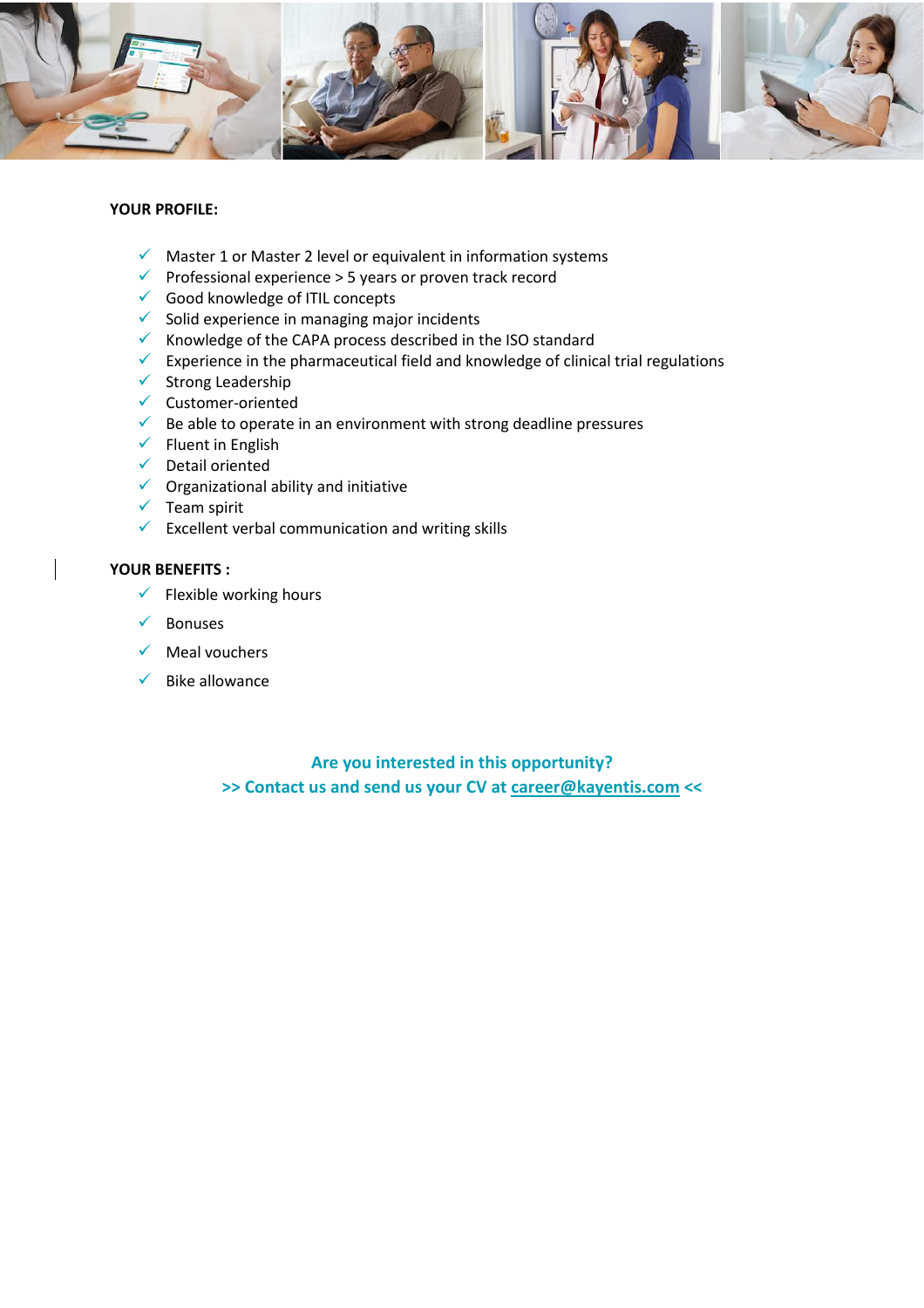**YOUR PROFILE:**

- Master 1 or Master 2 level or equivalent in information systems
- Professional experience > 5 years or proven track record
- Good knowledge of ITIL concepts
- Solid experience in managing major incidents
- Knowledge of the CAPA process described in the ISO standard
- Experience in the pharmaceutical field and knowledge of clinical trial regulations
- Strong Leadership
- Customer-oriented
- Be able to operate in an environment with strong deadline pressures
- Fluent in English
- Detail oriented
- Organizational ability and initiative
- Team spirit
- Excellent verbal communication and writing skills

**YOUR BENEFITS :**

- Flexible working hours
- Bonuses
- Meal vouchers
- Bike allowance

**Are you interested in this opportunity?**

**>> Contact us and send us your CV at career@kayentis.com <<**